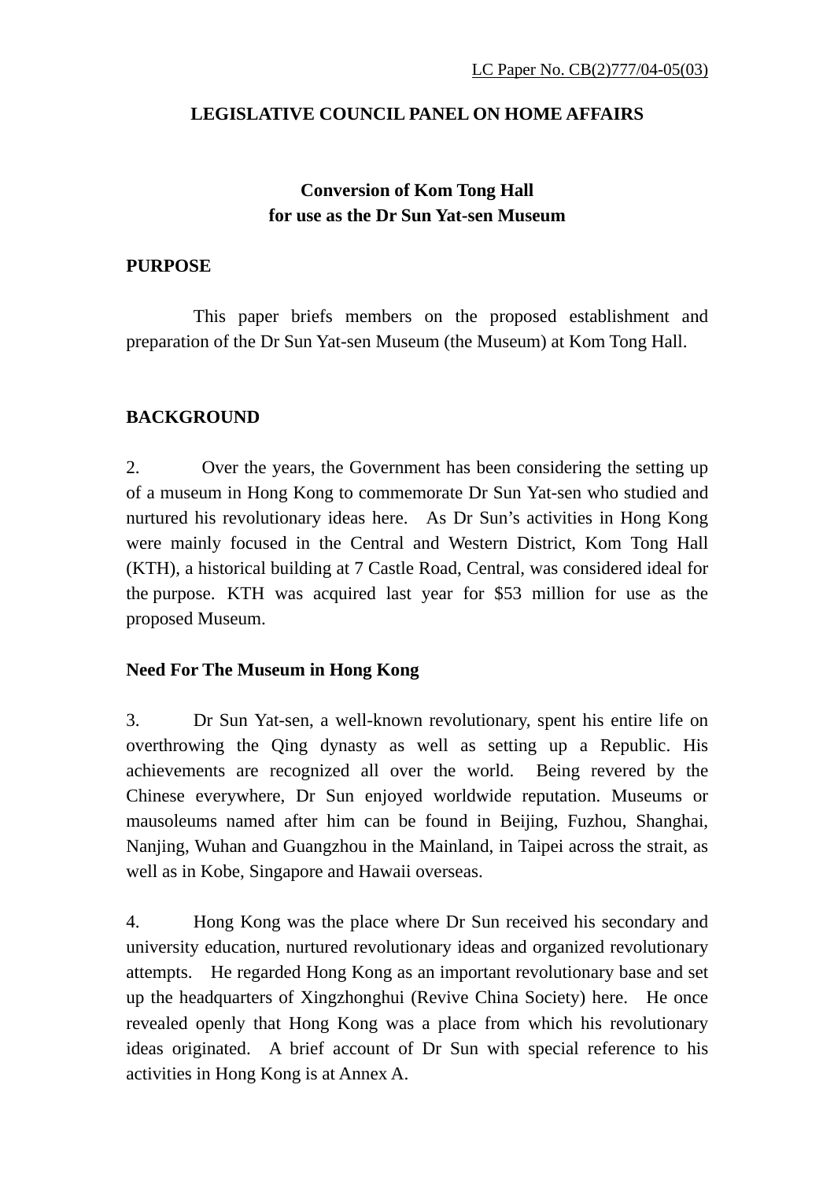LC Paper No. CB(2)777/04-05(03)

# LEGISLATIVE COUNCIL PANEL ON HOME AFFAIRS

## Conversion of Kom Tong Hall for use as the Dr Sun Yat-sen Museum

## PURPOSE

This paper briefs members on the proposed establishment and preparation of the Dr Sun Yat-sen Museum (the Museum) at Kom Tong Hall.

## BACKGROUND

2. Over the years, the Government has been considering the setting up of a museum in Hong Kong to commemorate Dr Sun Yat-sen who studied and nurtured his revolutionary ideas here. As Dr Sun's activities in Hong Kong were mainly focused in the Central and Western District, Kom Tong Hall (KTH), a historical building at 7 Castle Road, Central, was considered ideal for the purpose. KTH was acquired last year for $53 million for use as the proposed Museum.

### Need For The Museum in Hong Kong

3. Dr Sun Yat-sen, a well-known revolutionary, spent his entire life on overthrowing the Qing dynasty as well as setting up a Republic. His achievements are recognized all over the world. Being revered by the Chinese everywhere, Dr Sun enjoyed worldwide reputation. Museums or mausoleums named after him can be found in Beijing, Fuzhou, Shanghai, Nanjing, Wuhan and Guangzhou in the Mainland, in Taipei across the strait, as well as in Kobe, Singapore and Hawaii overseas.

4. Hong Kong was the place where Dr Sun received his secondary and university education, nurtured revolutionary ideas and organized revolutionary attempts. He regarded Hong Kong as an important revolutionary base and set up the headquarters of Xingzhonghui (Revive China Society) here. He once revealed openly that Hong Kong was a place from which his revolutionary ideas originated. A brief account of Dr Sun with special reference to his activities in Hong Kong is at Annex A.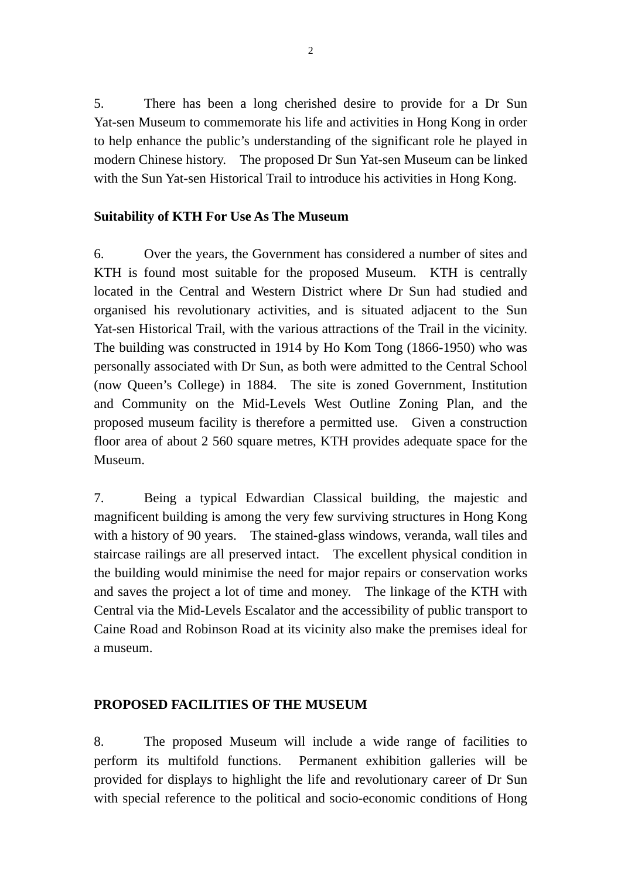5. There has been a long cherished desire to provide for a Dr Sun Yat-sen Museum to commemorate his life and activities in Hong Kong in order to help enhance the public's understanding of the significant role he played in modern Chinese history. The proposed Dr Sun Yat-sen Museum can be linked with the Sun Yat-sen Historical Trail to introduce his activities in Hong Kong.

**Suitability of KTH For Use As The Museum**

6. Over the years, the Government has considered a number of sites and KTH is found most suitable for the proposed Museum. KTH is centrally located in the Central and Western District where Dr Sun had studied and organised his revolutionary activities, and is situated adjacent to the Sun Yat-sen Historical Trail, with the various attractions of the Trail in the vicinity. The building was constructed in 1914 by Ho Kom Tong (1866-1950) who was personally associated with Dr Sun, as both were admitted to the Central School (now Queen's College) in 1884. The site is zoned Government, Institution and Community on the Mid-Levels West Outline Zoning Plan, and the proposed museum facility is therefore a permitted use. Given a construction floor area of about 2 560 square metres, KTH provides adequate space for the Museum.

7. Being a typical Edwardian Classical building, the majestic and magnificent building is among the very few surviving structures in Hong Kong with a history of 90 years. The stained-glass windows, veranda, wall tiles and staircase railings are all preserved intact. The excellent physical condition in the building would minimise the need for major repairs or conservation works and saves the project a lot of time and money. The linkage of the KTH with Central via the Mid-Levels Escalator and the accessibility of public transport to Caine Road and Robinson Road at its vicinity also make the premises ideal for a museum.

**PROPOSED FACILITIES OF THE MUSEUM**

8. The proposed Museum will include a wide range of facilities to perform its multifold functions. Permanent exhibition galleries will be provided for displays to highlight the life and revolutionary career of Dr Sun with special reference to the political and socio-economic conditions of Hong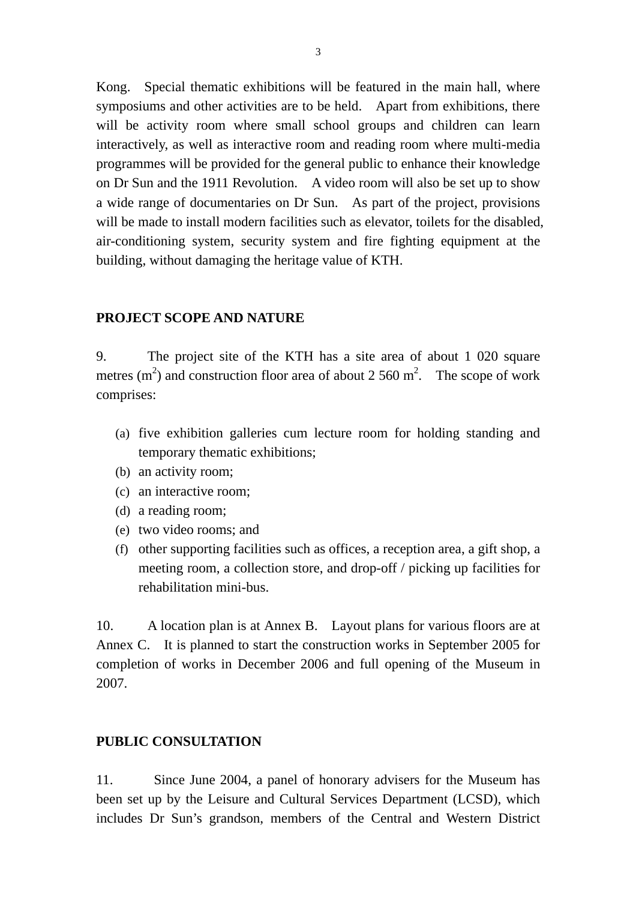Kong. Special thematic exhibitions will be featured in the main hall, where symposiums and other activities are to be held. Apart from exhibitions, there will be activity room where small school groups and children can learn interactively, as well as interactive room and reading room where multi-media programmes will be provided for the general public to enhance their knowledge on Dr Sun and the 1911 Revolution. A video room will also be set up to show a wide range of documentaries on Dr Sun. As part of the project, provisions will be made to install modern facilities such as elevator, toilets for the disabled, air-conditioning system, security system and fire fighting equipment at the building, without damaging the heritage value of KTH.

**PROJECT SCOPE AND NATURE**

9. The project site of the KTH has a site area of about 1 020 square metres ($m^2$) and construction floor area of about 2 560 $m^2$. The scope of work comprises:

(a) five exhibition galleries cum lecture room for holding standing and temporary thematic exhibitions;
(b) an activity room;
(c) an interactive room;
(d) a reading room;
(e) two video rooms; and
(f) other supporting facilities such as offices, a reception area, a gift shop, a meeting room, a collection store, and drop-off / picking up facilities for rehabilitation mini-bus.

10. A location plan is at Annex B. Layout plans for various floors are at Annex C. It is planned to start the construction works in September 2005 for completion of works in December 2006 and full opening of the Museum in 2007.

**PUBLIC CONSULTATION**

11. Since June 2004, a panel of honorary advisers for the Museum has been set up by the Leisure and Cultural Services Department (LCSD), which includes Dr Sun's grandson, members of the Central and Western District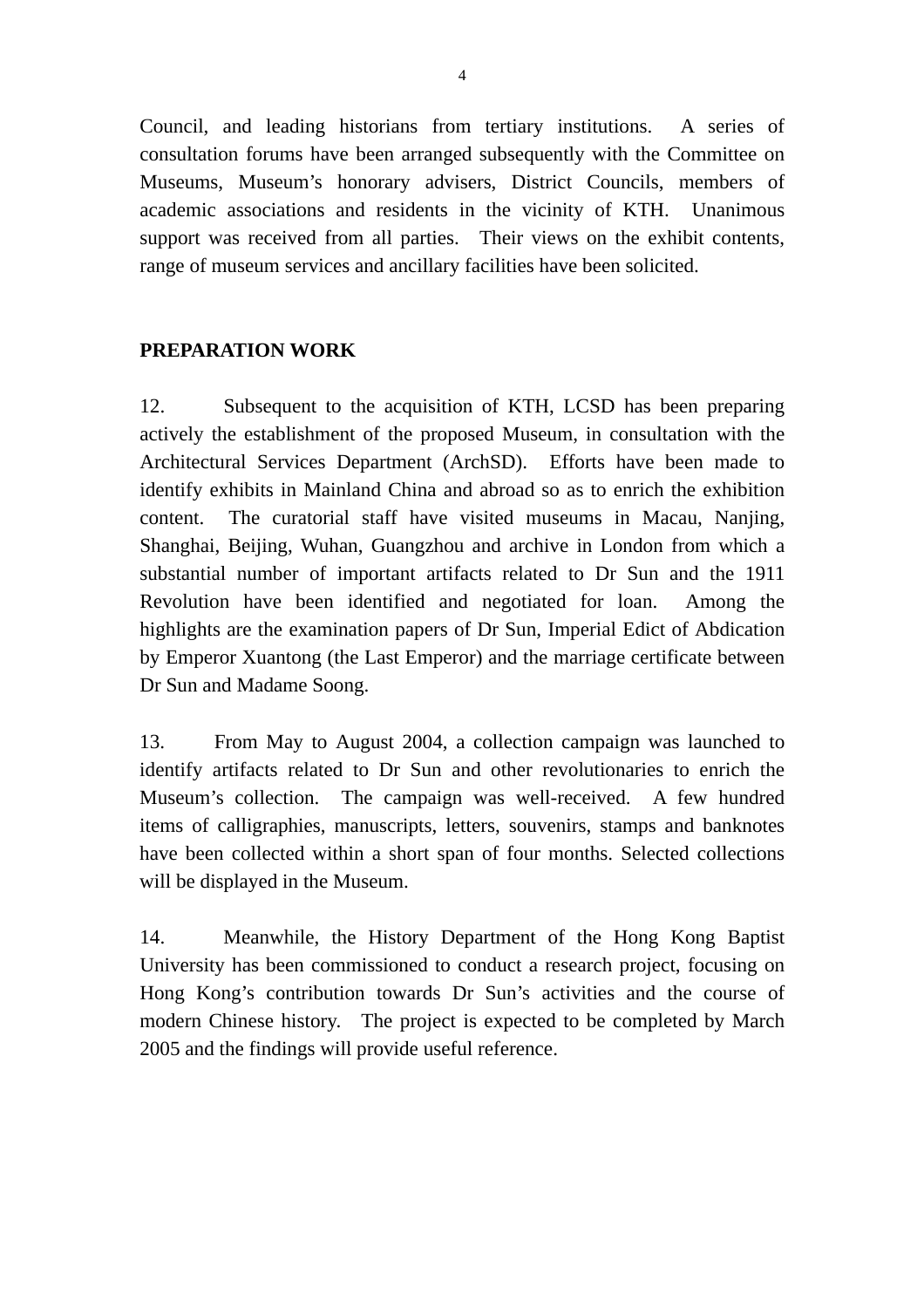Council, and leading historians from tertiary institutions. A series of consultation forums have been arranged subsequently with the Committee on Museums, Museum's honorary advisers, District Councils, members of academic associations and residents in the vicinity of KTH. Unanimous support was received from all parties. Their views on the exhibit contents, range of museum services and ancillary facilities have been solicited.

**PREPARATION WORK**

12. Subsequent to the acquisition of KTH, LCSD has been preparing actively the establishment of the proposed Museum, in consultation with the Architectural Services Department (ArchSD). Efforts have been made to identify exhibits in Mainland China and abroad so as to enrich the exhibition content. The curatorial staff have visited museums in Macau, Nanjing, Shanghai, Beijing, Wuhan, Guangzhou and archive in London from which a substantial number of important artifacts related to Dr Sun and the 1911 Revolution have been identified and negotiated for loan. Among the highlights are the examination papers of Dr Sun, Imperial Edict of Abdication by Emperor Xuantong (the Last Emperor) and the marriage certificate between Dr Sun and Madame Soong.

13. From May to August 2004, a collection campaign was launched to identify artifacts related to Dr Sun and other revolutionaries to enrich the Museum's collection. The campaign was well-received. A few hundred items of calligraphies, manuscripts, letters, souvenirs, stamps and banknotes have been collected within a short span of four months. Selected collections will be displayed in the Museum.

14. Meanwhile, the History Department of the Hong Kong Baptist University has been commissioned to conduct a research project, focusing on Hong Kong's contribution towards Dr Sun's activities and the course of modern Chinese history. The project is expected to be completed by March 2005 and the findings will provide useful reference.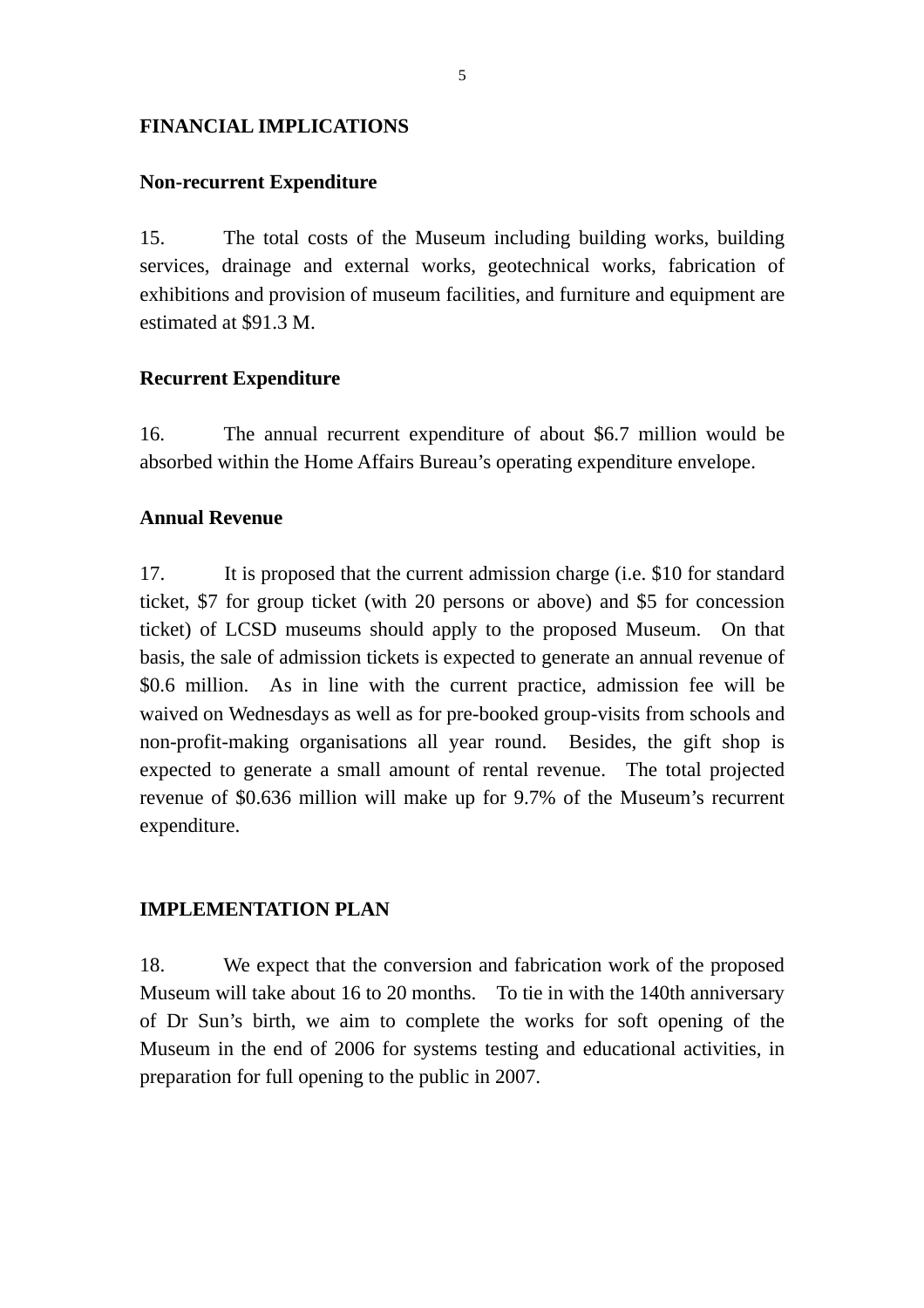## FINANCIAL IMPLICATIONS

### Non-recurrent Expenditure

15. The total costs of the Museum including building works, building services, drainage and external works, geotechnical works, fabrication of exhibitions and provision of museum facilities, and furniture and equipment are estimated at $91.3 M.

### Recurrent Expenditure

16. The annual recurrent expenditure of about $6.7 million would be absorbed within the Home Affairs Bureau's operating expenditure envelope.

### Annual Revenue

17. It is proposed that the current admission charge (i.e. $10 for standard ticket, $7 for group ticket (with 20 persons or above) and $5 for concession ticket) of LCSD museums should apply to the proposed Museum. On that basis, the sale of admission tickets is expected to generate an annual revenue of $0.6 million. As in line with the current practice, admission fee will be waived on Wednesdays as well as for pre-booked group-visits from schools and non-profit-making organisations all year round. Besides, the gift shop is expected to generate a small amount of rental revenue. The total projected revenue of $0.636 million will make up for 9.7% of the Museum's recurrent expenditure.

## IMPLEMENTATION PLAN

18. We expect that the conversion and fabrication work of the proposed Museum will take about 16 to 20 months. To tie in with the 140th anniversary of Dr Sun's birth, we aim to complete the works for soft opening of the Museum in the end of 2006 for systems testing and educational activities, in preparation for full opening to the public in 2007.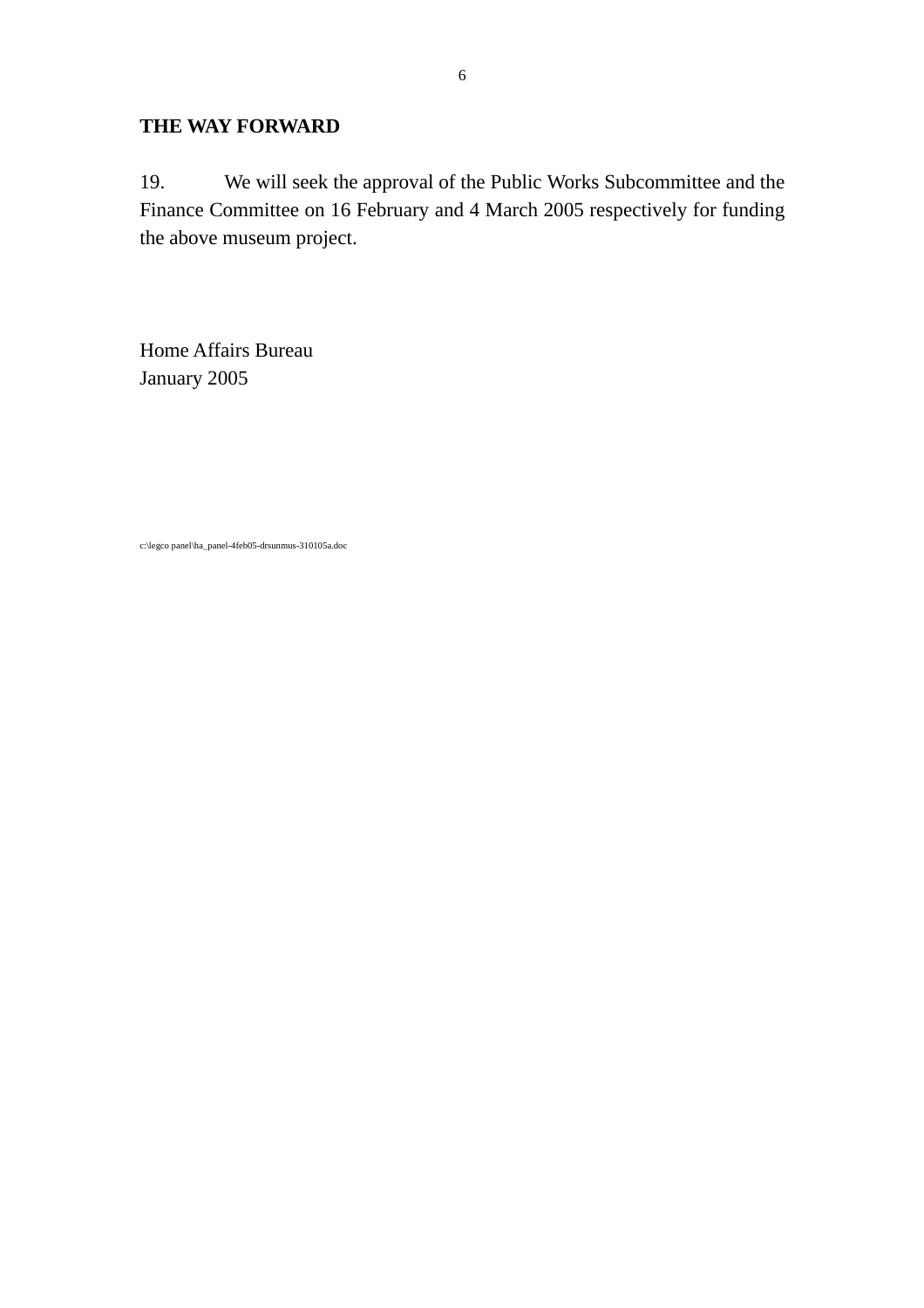**THE WAY FORWARD**

19. We will seek the approval of the Public Works Subcommittee and the Finance Committee on 16 February and 4 March 2005 respectively for funding the above museum project.

Home Affairs Bureau
January 2005

c:\legco panel\ha_panel-4feb05-drsunmus-310105a.doc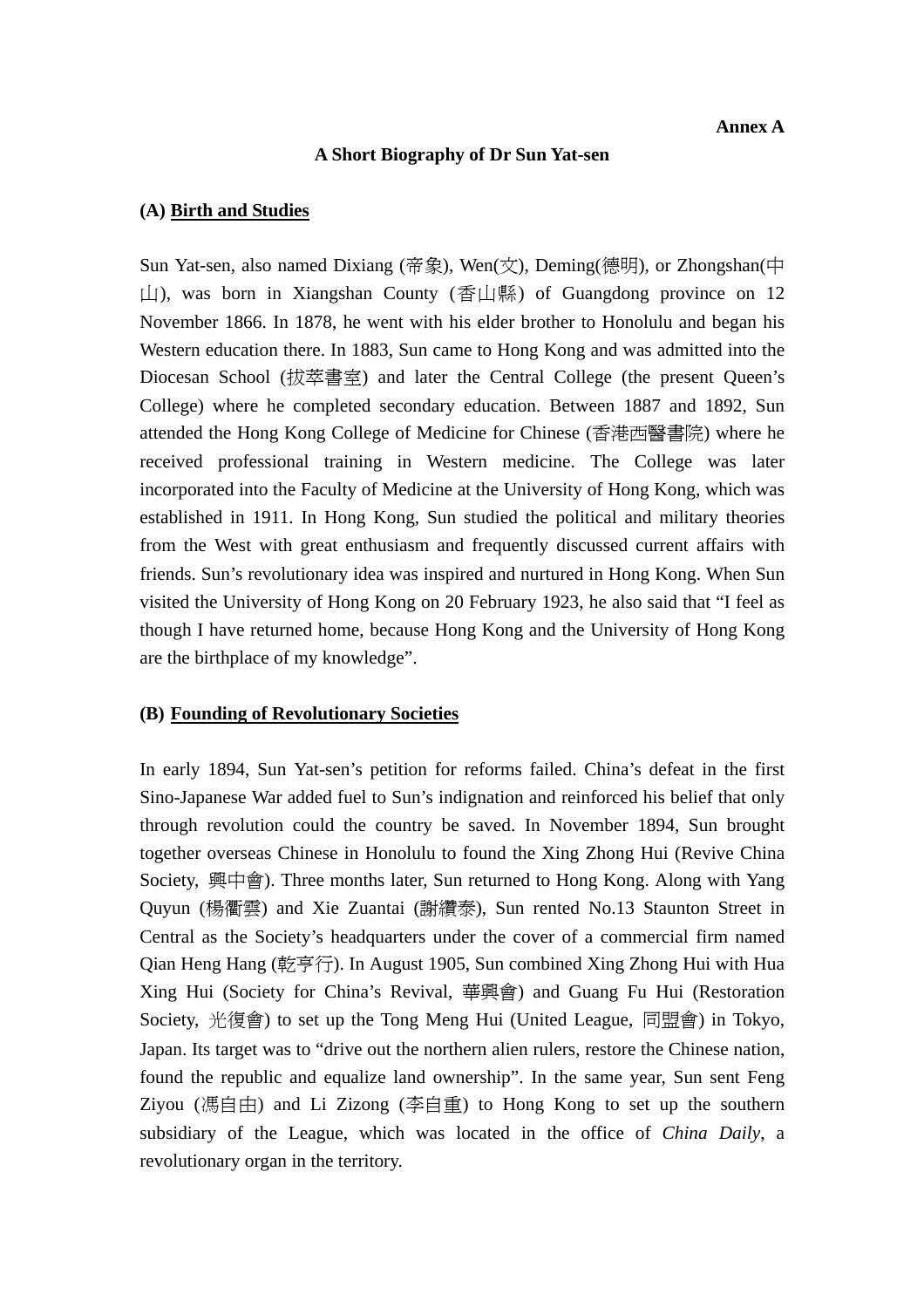**Annex A**

## A Short Biography of Dr Sun Yat-sen

### (A) Birth and Studies

Sun Yat-sen, also named Dixiang (帝象), Wen(文), Deming(德明), or Zhongshan(中山), was born in Xiangshan County (香山縣) of Guangdong province on 12 November 1866. In 1878, he went with his elder brother to Honolulu and began his Western education there. In 1883, Sun came to Hong Kong and was admitted into the Diocesan School (拔萃書室) and later the Central College (the present Queen's College) where he completed secondary education. Between 1887 and 1892, Sun attended the Hong Kong College of Medicine for Chinese (香港西醫書院) where he received professional training in Western medicine. The College was later incorporated into the Faculty of Medicine at the University of Hong Kong, which was established in 1911. In Hong Kong, Sun studied the political and military theories from the West with great enthusiasm and frequently discussed current affairs with friends. Sun's revolutionary idea was inspired and nurtured in Hong Kong. When Sun visited the University of Hong Kong on 20 February 1923, he also said that "I feel as though I have returned home, because Hong Kong and the University of Hong Kong are the birthplace of my knowledge".

### (B) Founding of Revolutionary Societies

In early 1894, Sun Yat-sen's petition for reforms failed. China's defeat in the first Sino-Japanese War added fuel to Sun's indignation and reinforced his belief that only through revolution could the country be saved. In November 1894, Sun brought together overseas Chinese in Honolulu to found the Xing Zhong Hui (Revive China Society, 興中會). Three months later, Sun returned to Hong Kong. Along with Yang Quyun (楊衢雲) and Xie Zuantai (謝纘泰), Sun rented No.13 Staunton Street in Central as the Society's headquarters under the cover of a commercial firm named Qian Heng Hang (乾亨行). In August 1905, Sun combined Xing Zhong Hui with Hua Xing Hui (Society for China's Revival, 華興會) and Guang Fu Hui (Restoration Society, 光復會) to set up the Tong Meng Hui (United League, 同盟會) in Tokyo, Japan. Its target was to "drive out the northern alien rulers, restore the Chinese nation, found the republic and equalize land ownership". In the same year, Sun sent Feng Ziyou (馮自由) and Li Zizong (李自重) to Hong Kong to set up the southern subsidiary of the League, which was located in the office of *China Daily*, a revolutionary organ in the territory.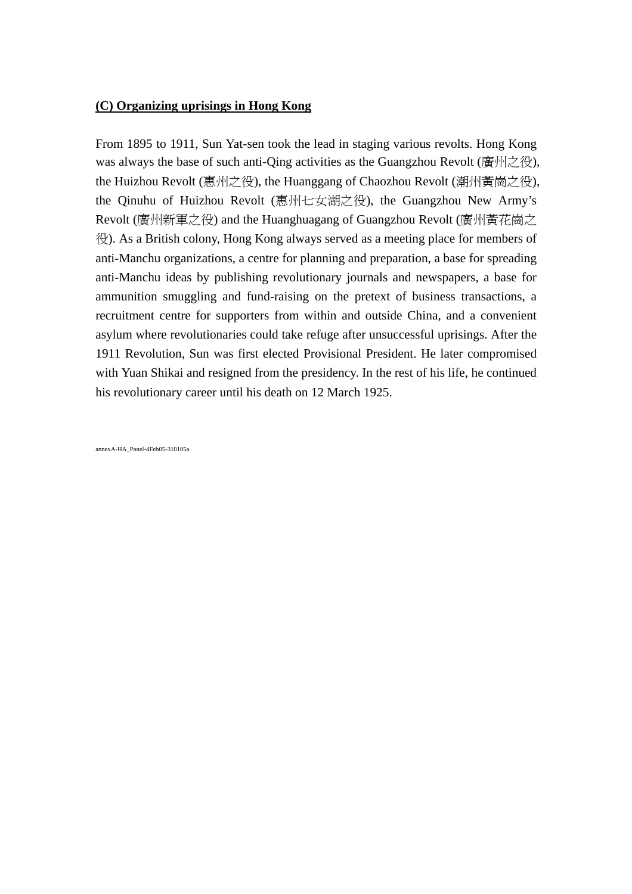**(C) Organizing uprisings in Hong Kong**

From 1895 to 1911, Sun Yat-sen took the lead in staging various revolts. Hong Kong was always the base of such anti-Qing activities as the Guangzhou Revolt (廣州之役), the Huizhou Revolt (惠州之役), the Huanggang of Chaozhou Revolt (潮州黃崗之役), the Qinuhu of Huizhou Revolt (惠州七女湖之役), the Guangzhou New Army's Revolt (廣州新軍之役) and the Huanghuagang of Guangzhou Revolt (廣州黃花崗之役). As a British colony, Hong Kong always served as a meeting place for members of anti-Manchu organizations, a centre for planning and preparation, a base for spreading anti-Manchu ideas by publishing revolutionary journals and newspapers, a base for ammunition smuggling and fund-raising on the pretext of business transactions, a recruitment centre for supporters from within and outside China, and a convenient asylum where revolutionaries could take refuge after unsuccessful uprisings. After the 1911 Revolution, Sun was first elected Provisional President. He later compromised with Yuan Shikai and resigned from the presidency. In the rest of his life, he continued his revolutionary career until his death on 12 March 1925.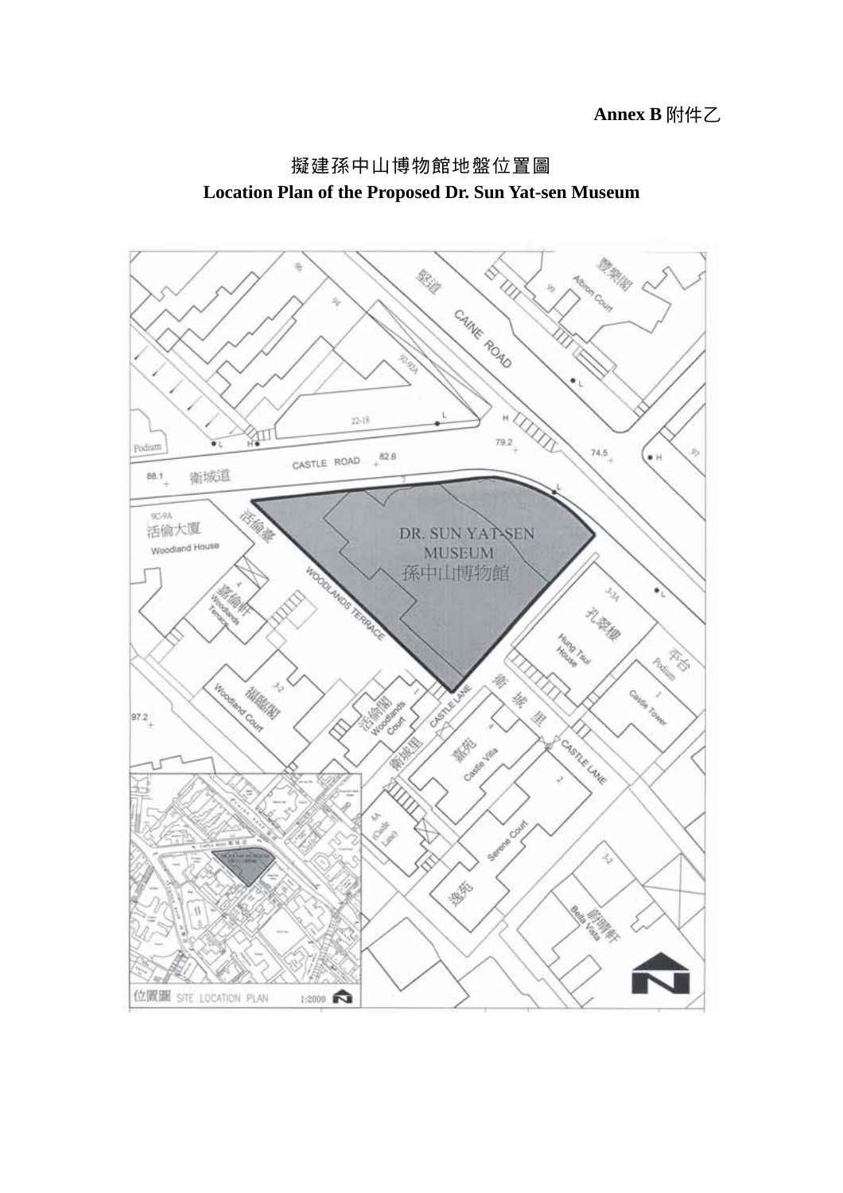**Annex B** 附件乙

# 擬建孫中山博物館地盤位置圖

# Location Plan of the Proposed Dr. Sun Yat-sen Museum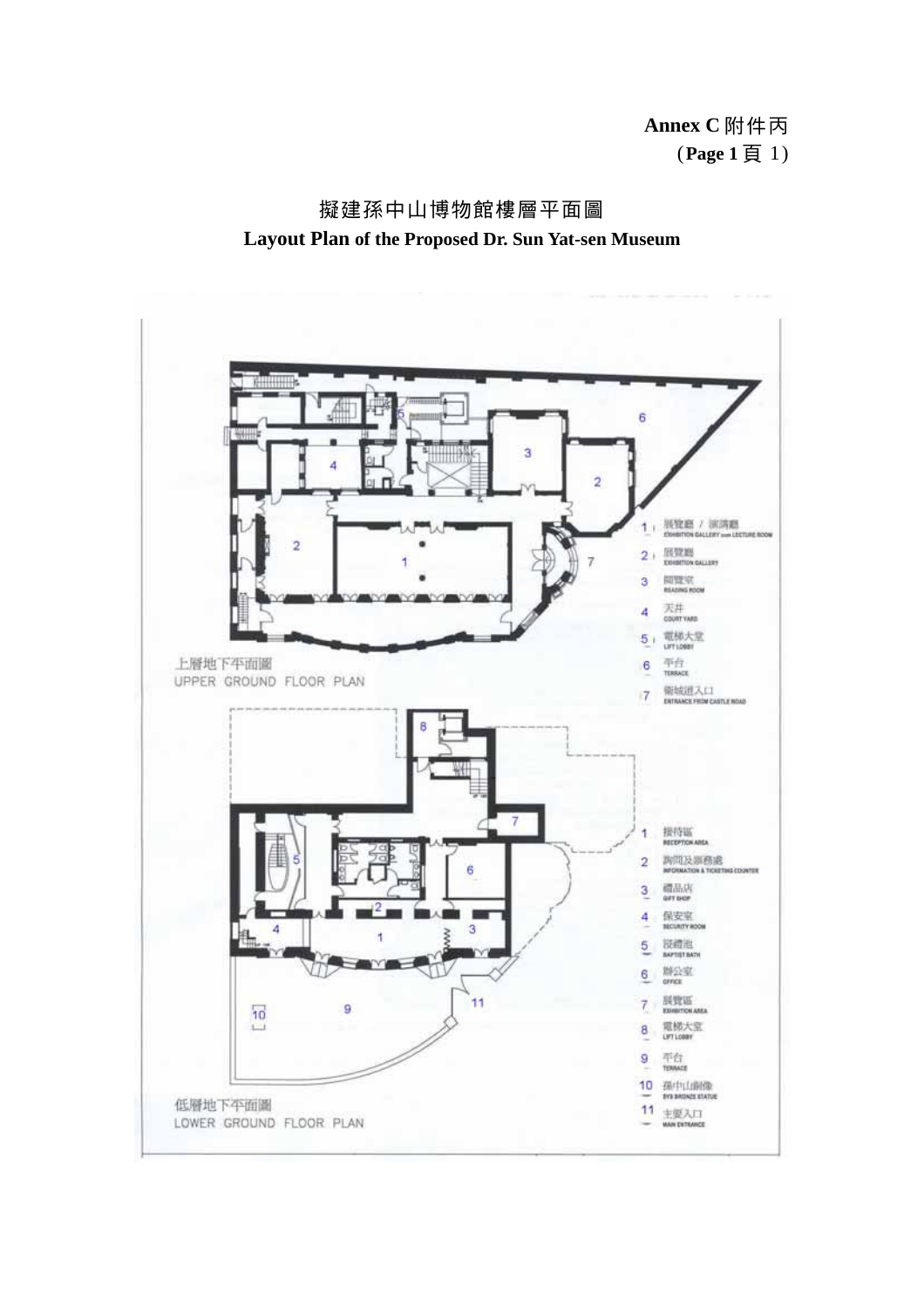**Annex C 附件丙**
(**Page 1** 頁 1)

# 擬建孫中山博物館樓層平面圖
## Layout Plan of the Proposed Dr. Sun Yat-sen Museum

上層地下平面圖
UPPER GROUND FLOOR PLAN

1. 展覽廳 / 演講廳 EXHIBITION GALLERY cum LECTURE ROOM
2. 展覽廳 EXHIBITION GALLERY
3. 閱覽室 READING ROOM
4. 天井 COURT YARD
5. 電梯大堂 LIFT LOBBY
6. 平台 TERRACE
7. 衛城道入口 ENTRANCE FROM CASTLE ROAD

低層地下平面圖
LOWER GROUND FLOOR PLAN

1. 接待區 RECEPTION AREA
2. 詢問及票務處 INFORMATION & TICKETING COUNTER
3. 禮品店 GIFT SHOP
4. 保安室 SECURITY ROOM
5. 浸禮池 BAPTIST BATH
6. 辦公室 OFFICE
7. 展覽區 EXHIBITION AREA
8. 電梯大堂 LIFT LOBBY
9. 平台 TERRACE
10. 孫中山銅像 SYS BRONZE STATUE
11. 主要入口 MAIN ENTRANCE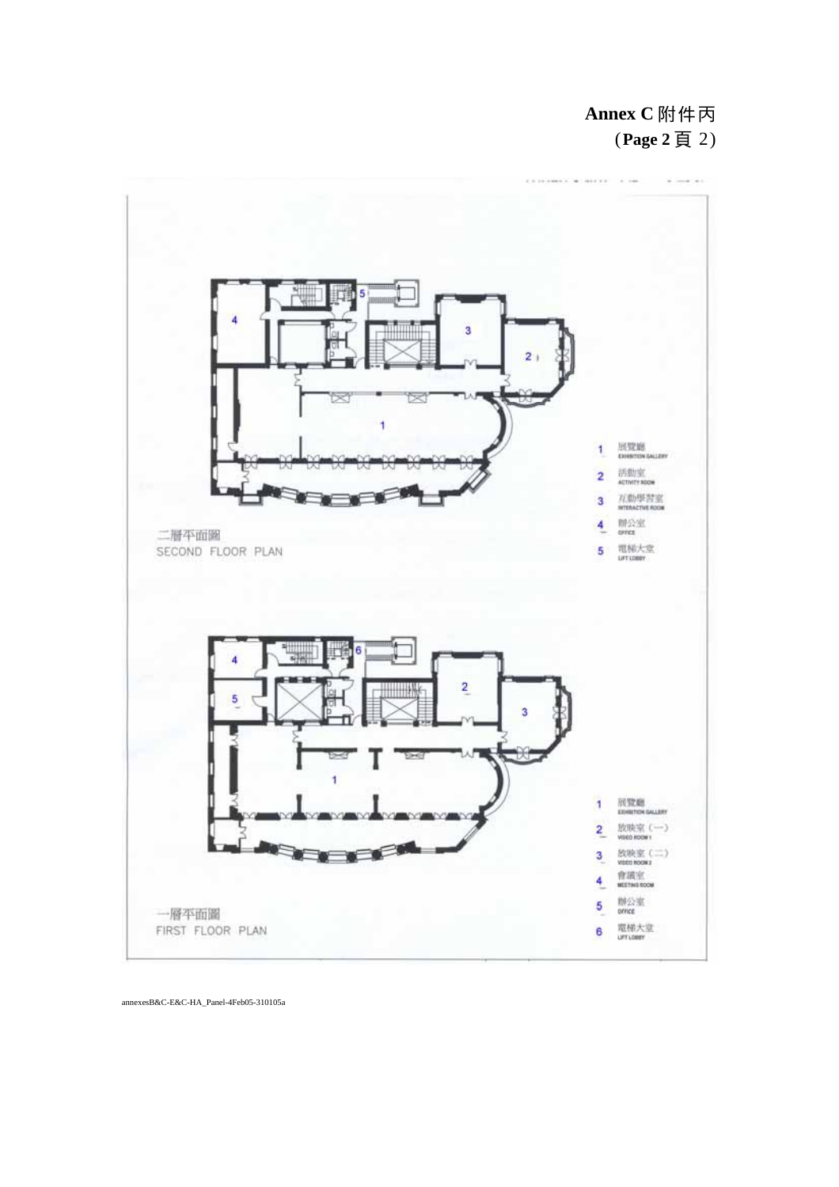**Annex C 附件丙**
(**Page 2** 頁 2)

二層平面圖
SECOND FLOOR PLAN

1 展覽廳 EXHIBITION GALLERY
2 活動室 ACTIVITY ROOM
3 互動學習室 INTERACTIVE ROOM
4 辦公室 OFFICE
5 電梯大堂 LIFT LOBBY

一層平面圖
FIRST FLOOR PLAN

1 展覽廳 EXHIBITION GALLERY
2 放映室（一） VIDEO ROOM 1
3 放映室（二） VIDEO ROOM 2
4 會議室 MEETING ROOM
5 辦公室 OFFICE
6 電梯大堂 LIFT LOBBY

annexesB&C-E&C-HA_Panel-4Feb05-310105a